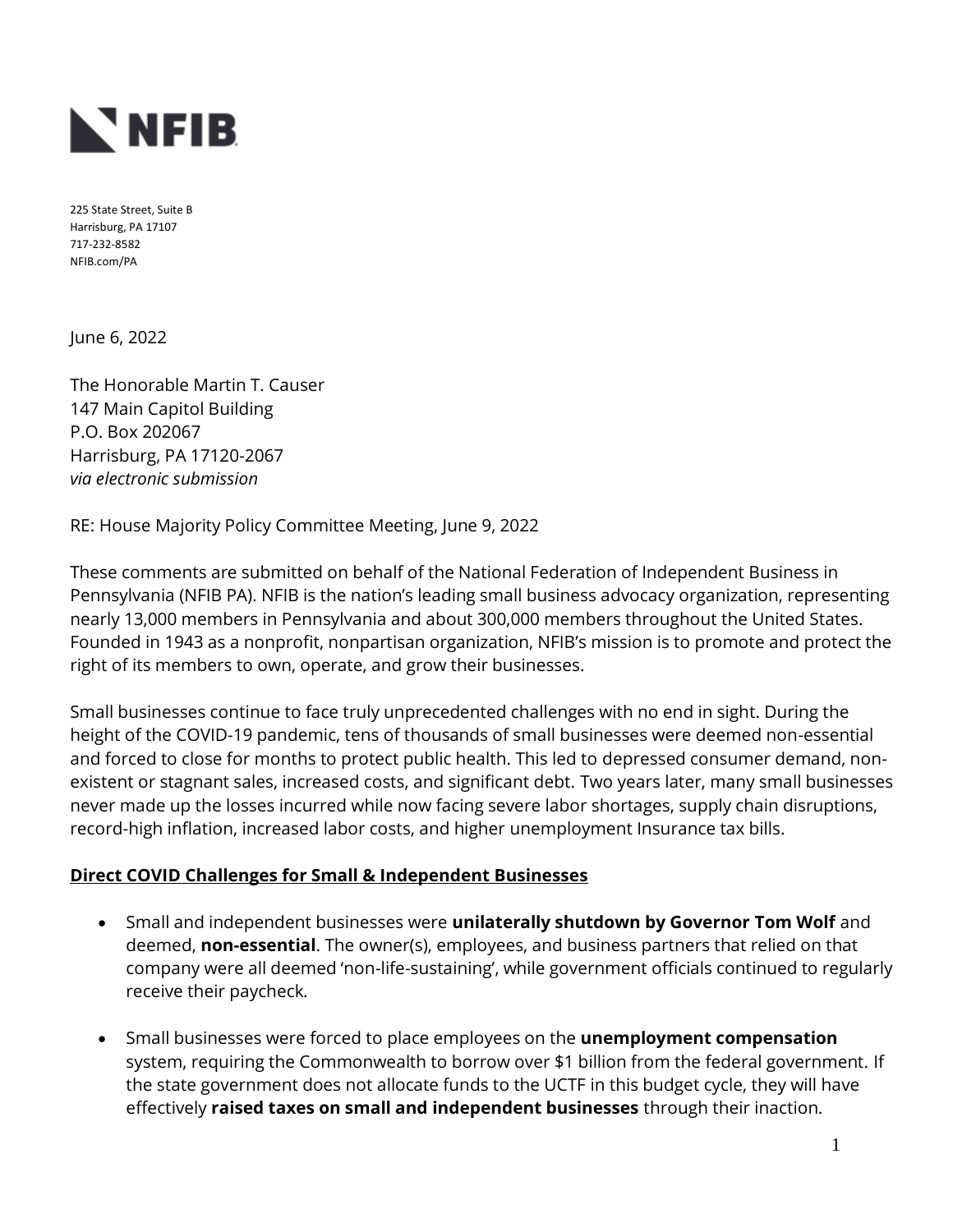**NFIB**

225 State Street, Suite B
Harrisburg, PA 17107
717-232-8582
NFIB.com/PA

June 6, 2022

The Honorable Martin T. Causer
147 Main Capitol Building
P.O. Box 202067
Harrisburg, PA 17120-2067
*via electronic submission*

RE: House Majority Policy Committee Meeting, June 9, 2022

These comments are submitted on behalf of the National Federation of Independent Business in Pennsylvania (NFIB PA). NFIB is the nation's leading small business advocacy organization, representing nearly 13,000 members in Pennsylvania and about 300,000 members throughout the United States. Founded in 1943 as a nonprofit, nonpartisan organization, NFIB's mission is to promote and protect the right of its members to own, operate, and grow their businesses.

Small businesses continue to face truly unprecedented challenges with no end in sight. During the height of the COVID-19 pandemic, tens of thousands of small businesses were deemed non-essential and forced to close for months to protect public health. This led to depressed consumer demand, non-existent or stagnant sales, increased costs, and significant debt. Two years later, many small businesses never made up the losses incurred while now facing severe labor shortages, supply chain disruptions, record-high inflation, increased labor costs, and higher unemployment Insurance tax bills.

**Direct COVID Challenges for Small & Independent Businesses**

- Small and independent businesses were **unilaterally shutdown by Governor Tom Wolf** and deemed, **non-essential**. The owner(s), employees, and business partners that relied on that company were all deemed 'non-life-sustaining', while government officials continued to regularly receive their paycheck.
- Small businesses were forced to place employees on the **unemployment compensation** system, requiring the Commonwealth to borrow over $1 billion from the federal government. If the state government does not allocate funds to the UCTF in this budget cycle, they will have effectively **raised taxes on small and independent businesses** through their inaction.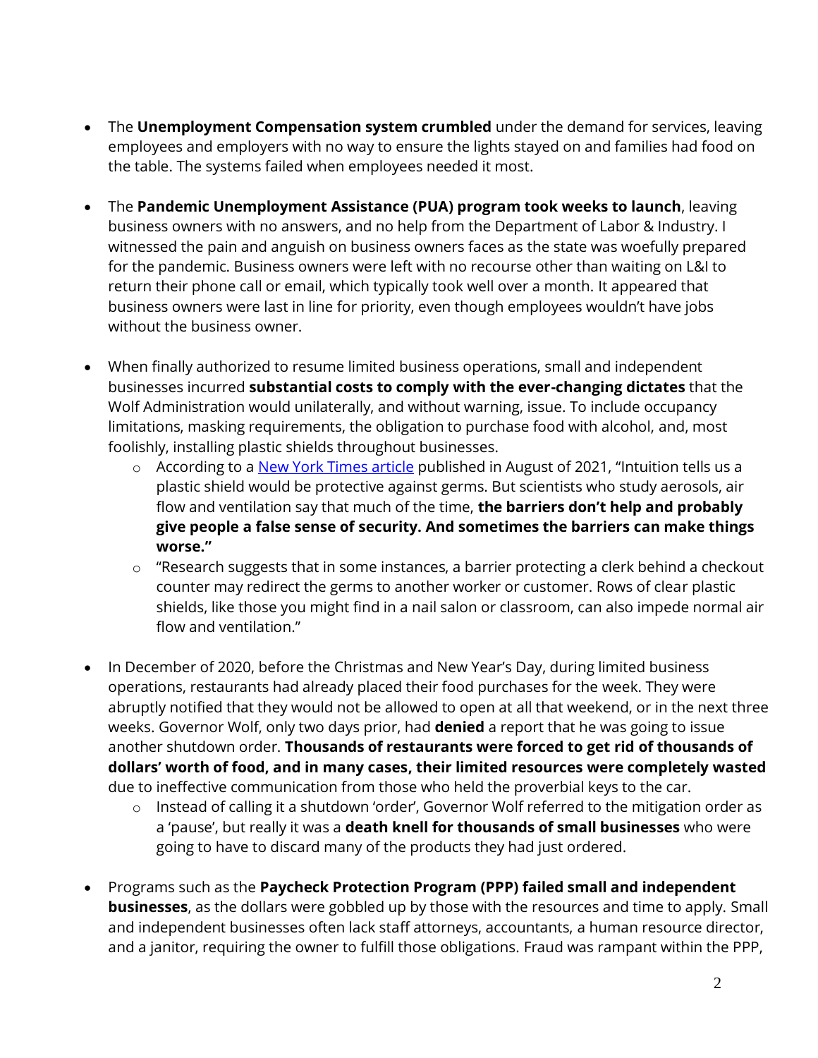- The **Unemployment Compensation system crumbled** under the demand for services, leaving employees and employers with no way to ensure the lights stayed on and families had food on the table. The systems failed when employees needed it most.

- The **Pandemic Unemployment Assistance (PUA) program took weeks to launch**, leaving business owners with no answers, and no help from the Department of Labor & Industry. I witnessed the pain and anguish on business owners faces as the state was woefully prepared for the pandemic. Business owners were left with no recourse other than waiting on L&I to return their phone call or email, which typically took well over a month. It appeared that business owners were last in line for priority, even though employees wouldn't have jobs without the business owner.

- When finally authorized to resume limited business operations, small and independent businesses incurred **substantial costs to comply with the ever-changing dictates** that the Wolf Administration would unilaterally, and without warning, issue. To include occupancy limitations, masking requirements, the obligation to purchase food with alcohol, and, most foolishly, installing plastic shields throughout businesses.
    - According to a New York Times article published in August of 2021, "Intuition tells us a plastic shield would be protective against germs. But scientists who study aerosols, air flow and ventilation say that much of the time, **the barriers don't help and probably give people a false sense of security. And sometimes the barriers can make things worse."**
    - "Research suggests that in some instances, a barrier protecting a clerk behind a checkout counter may redirect the germs to another worker or customer. Rows of clear plastic shields, like those you might find in a nail salon or classroom, can also impede normal air flow and ventilation."

- In December of 2020, before the Christmas and New Year's Day, during limited business operations, restaurants had already placed their food purchases for the week. They were abruptly notified that they would not be allowed to open at all that weekend, or in the next three weeks. Governor Wolf, only two days prior, had **denied** a report that he was going to issue another shutdown order. **Thousands of restaurants were forced to get rid of thousands of dollars' worth of food, and in many cases, their limited resources were completely wasted** due to ineffective communication from those who held the proverbial keys to the car.
    - Instead of calling it a shutdown 'order', Governor Wolf referred to the mitigation order as a 'pause', but really it was a **death knell for thousands of small businesses** who were going to have to discard many of the products they had just ordered.

- Programs such as the **Paycheck Protection Program (PPP) failed small and independent businesses**, as the dollars were gobbled up by those with the resources and time to apply. Small and independent businesses often lack staff attorneys, accountants, a human resource director, and a janitor, requiring the owner to fulfill those obligations. Fraud was rampant within the PPP,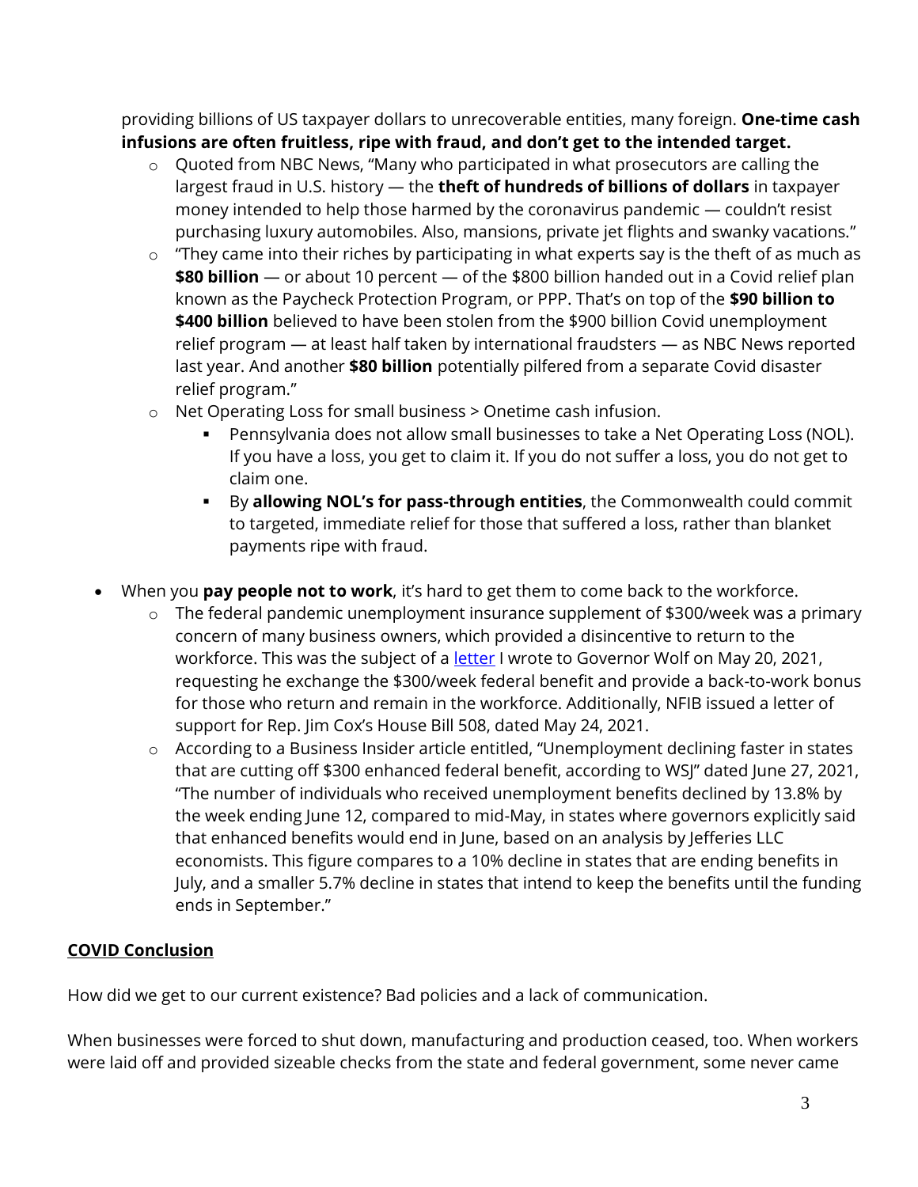providing billions of US taxpayer dollars to unrecoverable entities, many foreign. **One-time cash infusions are often fruitless, ripe with fraud, and don't get to the intended target.**

  - Quoted from NBC News, "Many who participated in what prosecutors are calling the largest fraud in U.S. history — the **theft of hundreds of billions of dollars** in taxpayer money intended to help those harmed by the coronavirus pandemic — couldn't resist purchasing luxury automobiles. Also, mansions, private jet flights and swanky vacations."
  - "They came into their riches by participating in what experts say is the theft of as much as **$80 billion** — or about 10 percent — of the $800 billion handed out in a Covid relief plan known as the Paycheck Protection Program, or PPP. That's on top of the **$90 billion to $400 billion** believed to have been stolen from the $900 billion Covid unemployment relief program — at least half taken by international fraudsters — as NBC News reported last year. And another **$80 billion** potentially pilfered from a separate Covid disaster relief program."
  - Net Operating Loss for small business > Onetime cash infusion.
    - Pennsylvania does not allow small businesses to take a Net Operating Loss (NOL). If you have a loss, you get to claim it. If you do not suffer a loss, you do not get to claim one.
    - By **allowing NOL's for pass-through entities**, the Commonwealth could commit to targeted, immediate relief for those that suffered a loss, rather than blanket payments ripe with fraud.

- When you **pay people not to work**, it's hard to get them to come back to the workforce.
  - The federal pandemic unemployment insurance supplement of $300/week was a primary concern of many business owners, which provided a disincentive to return to the workforce. This was the subject of a letter I wrote to Governor Wolf on May 20, 2021, requesting he exchange the $300/week federal benefit and provide a back-to-work bonus for those who return and remain in the workforce. Additionally, NFIB issued a letter of support for Rep. Jim Cox's House Bill 508, dated May 24, 2021.
  - According to a Business Insider article entitled, "Unemployment declining faster in states that are cutting off $300 enhanced federal benefit, according to WSJ" dated June 27, 2021, "The number of individuals who received unemployment benefits declined by 13.8% by the week ending June 12, compared to mid-May, in states where governors explicitly said that enhanced benefits would end in June, based on an analysis by Jefferies LLC economists. This figure compares to a 10% decline in states that are ending benefits in July, and a smaller 5.7% decline in states that intend to keep the benefits until the funding ends in September."

## COVID Conclusion

How did we get to our current existence? Bad policies and a lack of communication.

When businesses were forced to shut down, manufacturing and production ceased, too. When workers were laid off and provided sizeable checks from the state and federal government, some never came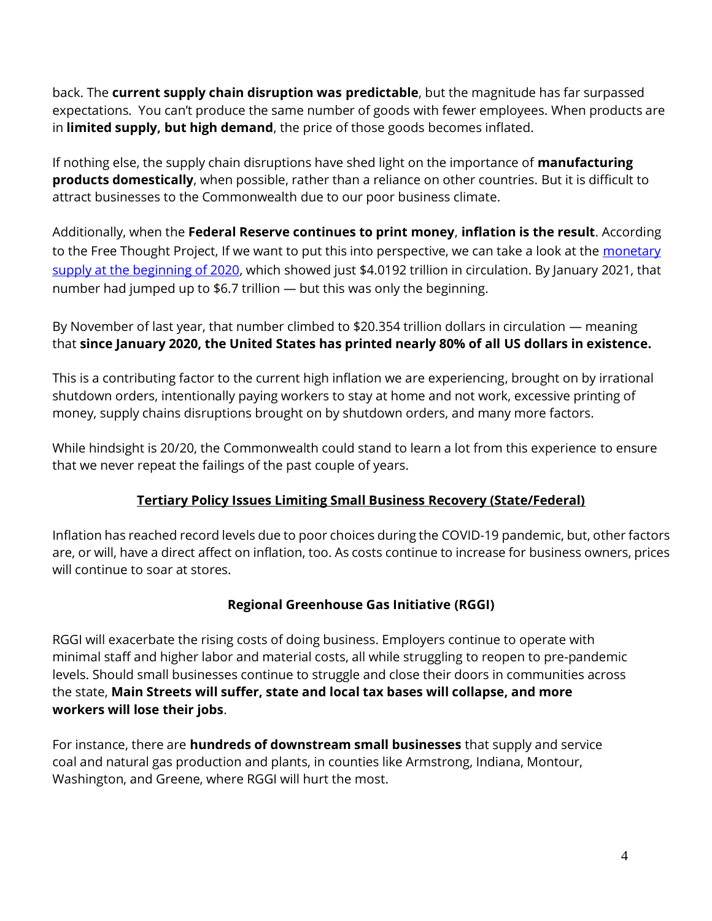back. The **current supply chain disruption was predictable**, but the magnitude has far surpassed expectations. You can't produce the same number of goods with fewer employees. When products are in **limited supply, but high demand**, the price of those goods becomes inflated.

If nothing else, the supply chain disruptions have shed light on the importance of **manufacturing products domestically**, when possible, rather than a reliance on other countries. But it is difficult to attract businesses to the Commonwealth due to our poor business climate.

Additionally, when the **Federal Reserve continues to print money**, **inflation is the result**. According to the Free Thought Project, If we want to put this into perspective, we can take a look at the monetary supply at the beginning of 2020, which showed just $4.0192 trillion in circulation. By January 2021, that number had jumped up to $6.7 trillion — but this was only the beginning.

By November of last year, that number climbed to $20.354 trillion dollars in circulation — meaning that **since January 2020, the United States has printed nearly 80% of all US dollars in existence.**

This is a contributing factor to the current high inflation we are experiencing, brought on by irrational shutdown orders, intentionally paying workers to stay at home and not work, excessive printing of money, supply chains disruptions brought on by shutdown orders, and many more factors.

While hindsight is 20/20, the Commonwealth could stand to learn a lot from this experience to ensure that we never repeat the failings of the past couple of years.

## Tertiary Policy Issues Limiting Small Business Recovery (State/Federal)

Inflation has reached record levels due to poor choices during the COVID-19 pandemic, but, other factors are, or will, have a direct affect on inflation, too. As costs continue to increase for business owners, prices will continue to soar at stores.

### Regional Greenhouse Gas Initiative (RGGI)

RGGI will exacerbate the rising costs of doing business. Employers continue to operate with minimal staff and higher labor and material costs, all while struggling to reopen to pre-pandemic levels. Should small businesses continue to struggle and close their doors in communities across the state, **Main Streets will suffer, state and local tax bases will collapse, and more workers will lose their jobs**.

For instance, there are **hundreds of downstream small businesses** that supply and service coal and natural gas production and plants, in counties like Armstrong, Indiana, Montour, Washington, and Greene, where RGGI will hurt the most.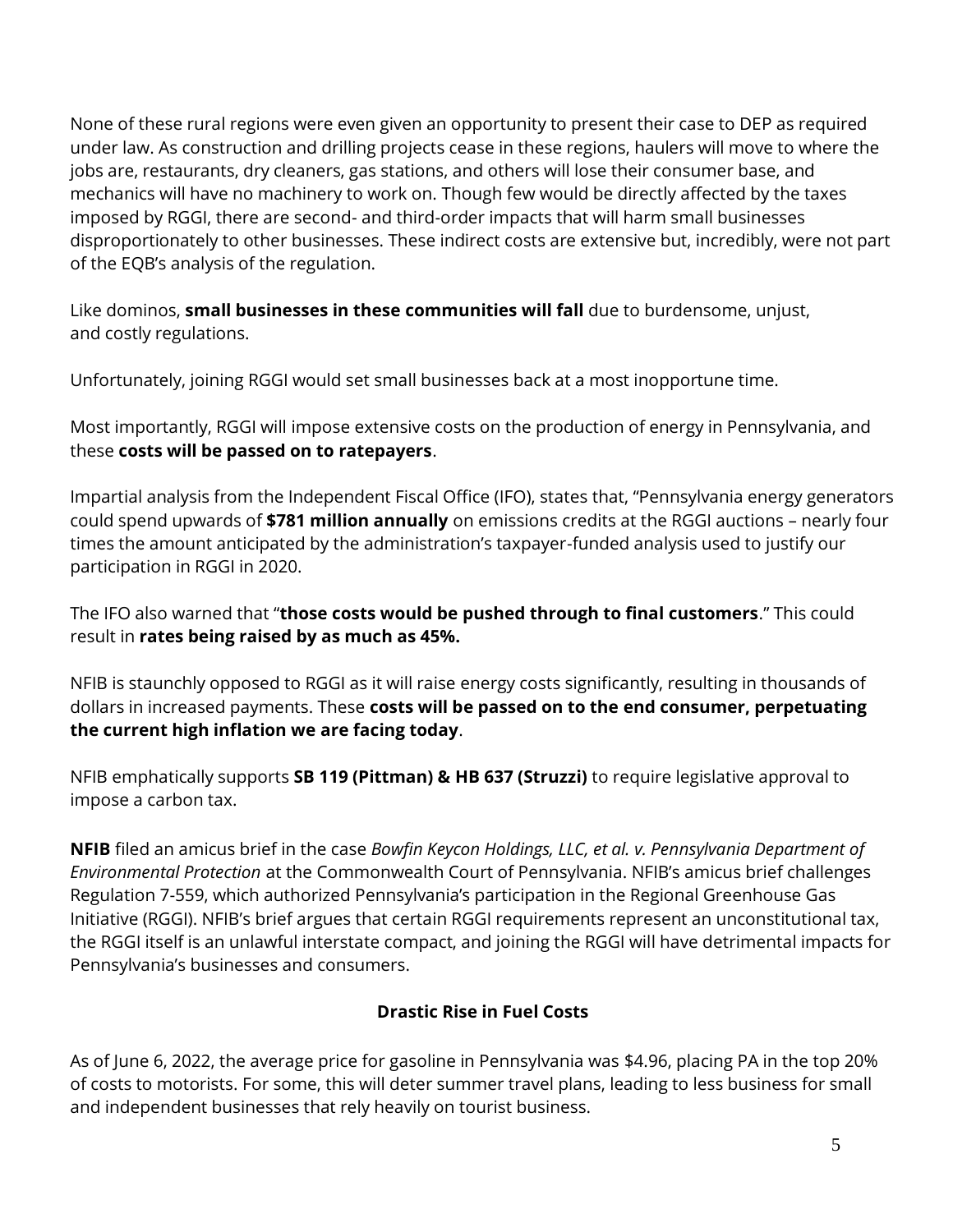None of these rural regions were even given an opportunity to present their case to DEP as required under law. As construction and drilling projects cease in these regions, haulers will move to where the jobs are, restaurants, dry cleaners, gas stations, and others will lose their consumer base, and mechanics will have no machinery to work on. Though few would be directly affected by the taxes imposed by RGGI, there are second- and third-order impacts that will harm small businesses disproportionately to other businesses. These indirect costs are extensive but, incredibly, were not part of the EQB's analysis of the regulation.

Like dominos, **small businesses in these communities will fall** due to burdensome, unjust, and costly regulations.

Unfortunately, joining RGGI would set small businesses back at a most inopportune time.

Most importantly, RGGI will impose extensive costs on the production of energy in Pennsylvania, and these **costs will be passed on to ratepayers**.

Impartial analysis from the Independent Fiscal Office (IFO), states that, "Pennsylvania energy generators could spend upwards of **$781 million annually** on emissions credits at the RGGI auctions – nearly four times the amount anticipated by the administration's taxpayer-funded analysis used to justify our participation in RGGI in 2020.

The IFO also warned that "**those costs would be pushed through to final customers**." This could result in **rates being raised by as much as 45%.**

NFIB is staunchly opposed to RGGI as it will raise energy costs significantly, resulting in thousands of dollars in increased payments. These **costs will be passed on to the end consumer, perpetuating the current high inflation we are facing today**.

NFIB emphatically supports **SB 119 (Pittman) & HB 637 (Struzzi)** to require legislative approval to impose a carbon tax.

**NFIB** filed an amicus brief in the case *Bowfin Keycon Holdings, LLC, et al. v. Pennsylvania Department of Environmental Protection* at the Commonwealth Court of Pennsylvania. NFIB's amicus brief challenges Regulation 7-559, which authorized Pennsylvania's participation in the Regional Greenhouse Gas Initiative (RGGI). NFIB's brief argues that certain RGGI requirements represent an unconstitutional tax, the RGGI itself is an unlawful interstate compact, and joining the RGGI will have detrimental impacts for Pennsylvania's businesses and consumers.

## Drastic Rise in Fuel Costs

As of June 6, 2022, the average price for gasoline in Pennsylvania was $4.96, placing PA in the top 20% of costs to motorists. For some, this will deter summer travel plans, leading to less business for small and independent businesses that rely heavily on tourist business.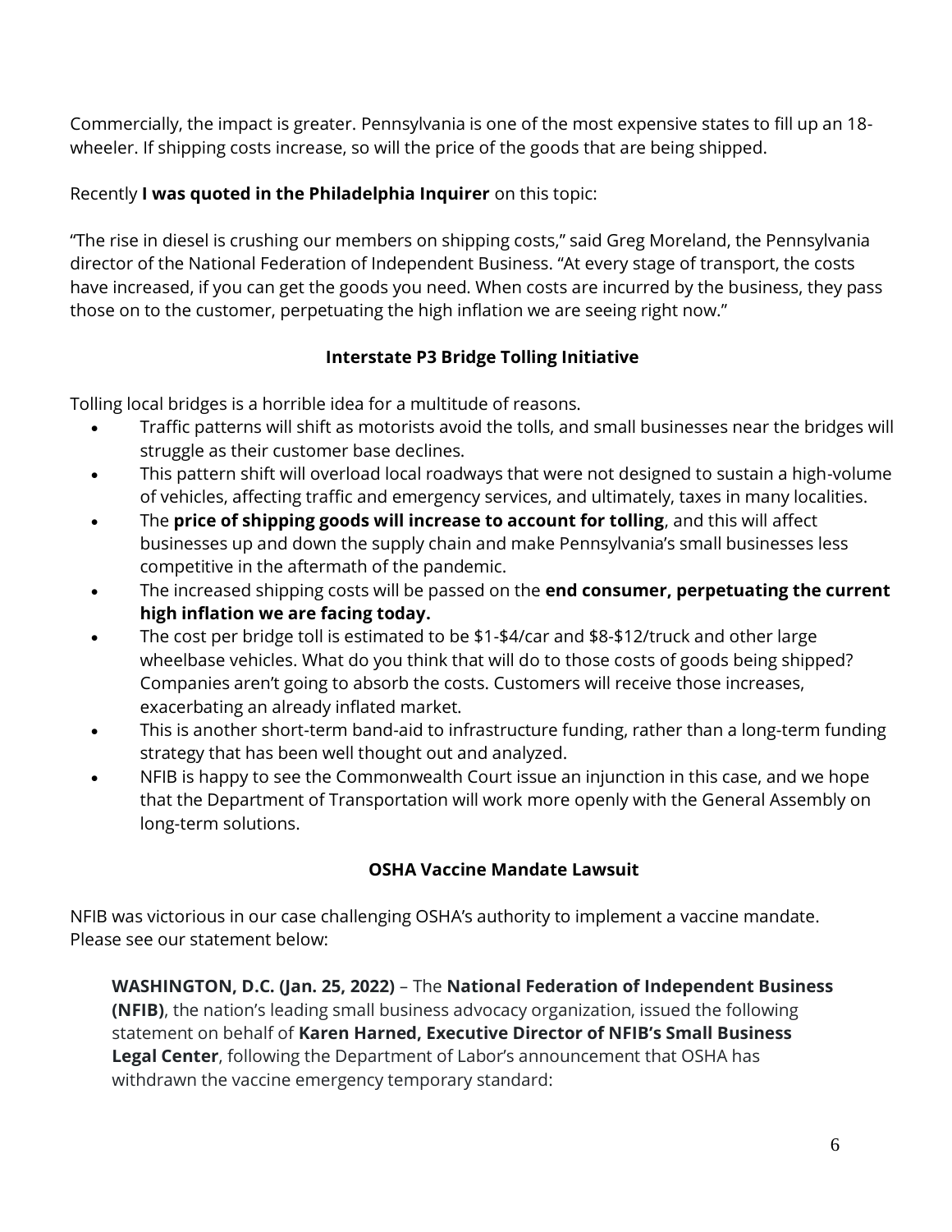Commercially, the impact is greater. Pennsylvania is one of the most expensive states to fill up an 18-wheeler. If shipping costs increase, so will the price of the goods that are being shipped.

Recently **I was quoted in the Philadelphia Inquirer** on this topic:

"The rise in diesel is crushing our members on shipping costs," said Greg Moreland, the Pennsylvania director of the National Federation of Independent Business. "At every stage of transport, the costs have increased, if you can get the goods you need. When costs are incurred by the business, they pass those on to the customer, perpetuating the high inflation we are seeing right now."

## Interstate P3 Bridge Tolling Initiative

Tolling local bridges is a horrible idea for a multitude of reasons.

- Traffic patterns will shift as motorists avoid the tolls, and small businesses near the bridges will struggle as their customer base declines.
- This pattern shift will overload local roadways that were not designed to sustain a high-volume of vehicles, affecting traffic and emergency services, and ultimately, taxes in many localities.
- The **price of shipping goods will increase to account for tolling**, and this will affect businesses up and down the supply chain and make Pennsylvania's small businesses less competitive in the aftermath of the pandemic.
- The increased shipping costs will be passed on the **end consumer, perpetuating the current high inflation we are facing today.**
- The cost per bridge toll is estimated to be $1-$4/car and $8-$12/truck and other large wheelbase vehicles. What do you think that will do to those costs of goods being shipped? Companies aren't going to absorb the costs. Customers will receive those increases, exacerbating an already inflated market.
- This is another short-term band-aid to infrastructure funding, rather than a long-term funding strategy that has been well thought out and analyzed.
- NFIB is happy to see the Commonwealth Court issue an injunction in this case, and we hope that the Department of Transportation will work more openly with the General Assembly on long-term solutions.

## OSHA Vaccine Mandate Lawsuit

NFIB was victorious in our case challenging OSHA's authority to implement a vaccine mandate. Please see our statement below:

> **WASHINGTON, D.C. (Jan. 25, 2022)** – The **National Federation of Independent Business (NFIB)**, the nation's leading small business advocacy organization, issued the following statement on behalf of **Karen Harned, Executive Director of NFIB's Small Business Legal Center**, following the Department of Labor's announcement that OSHA has withdrawn the vaccine emergency temporary standard: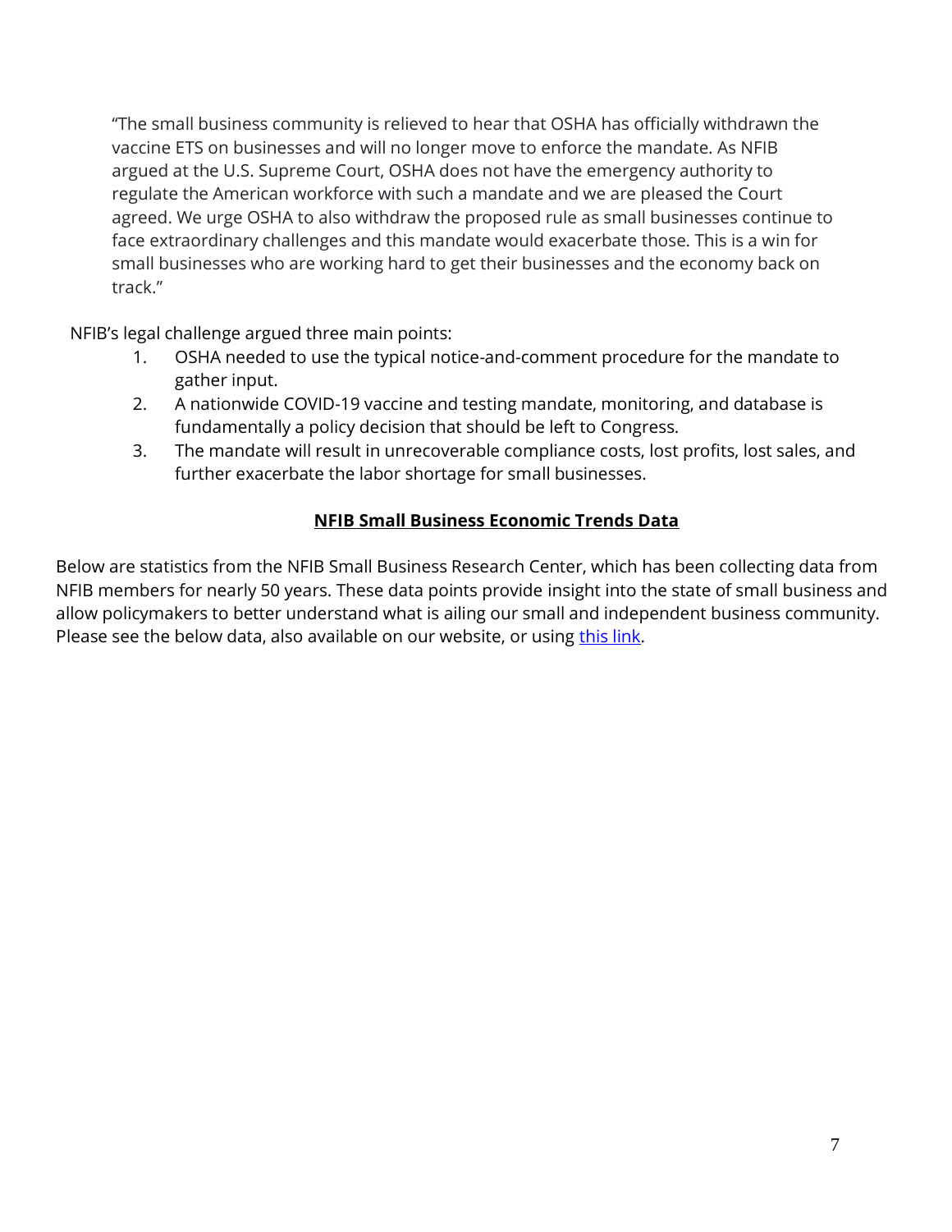"The small business community is relieved to hear that OSHA has officially withdrawn the vaccine ETS on businesses and will no longer move to enforce the mandate. As NFIB argued at the U.S. Supreme Court, OSHA does not have the emergency authority to regulate the American workforce with such a mandate and we are pleased the Court agreed. We urge OSHA to also withdraw the proposed rule as small businesses continue to face extraordinary challenges and this mandate would exacerbate those. This is a win for small businesses who are working hard to get their businesses and the economy back on track."

NFIB's legal challenge argued three main points:

1. OSHA needed to use the typical notice-and-comment procedure for the mandate to gather input.
2. A nationwide COVID-19 vaccine and testing mandate, monitoring, and database is fundamentally a policy decision that should be left to Congress.
3. The mandate will result in unrecoverable compliance costs, lost profits, lost sales, and further exacerbate the labor shortage for small businesses.

## NFIB Small Business Economic Trends Data

Below are statistics from the NFIB Small Business Research Center, which has been collecting data from NFIB members for nearly 50 years. These data points provide insight into the state of small business and allow policymakers to better understand what is ailing our small and independent business community. Please see the below data, also available on our website, or using this link.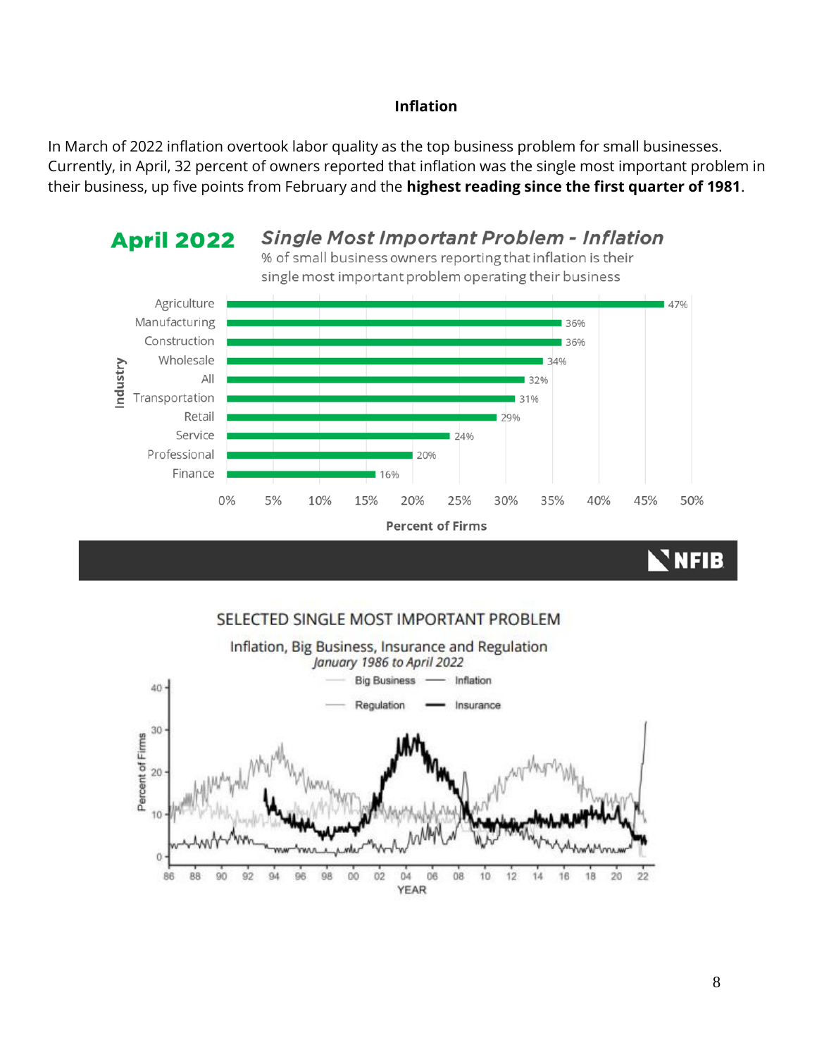### Inflation

In March of 2022 inflation overtook labor quality as the top business problem for small businesses. Currently, in April, 32 percent of owners reported that inflation was the single most important problem in their business, up five points from February and the **highest reading since the first quarter of 1981**.

**April 2022** — ***Single Most Important Problem - Inflation***

% of small business owners reporting that inflation is their single most important problem operating their business

| Industry | Percent of Firms |
|---|---|
| Agriculture | 47% |
| Manufacturing | 36% |
| Construction | 36% |
| Wholesale | 34% |
| All | 32% |
| Transportation | 31% |
| Retail | 29% |
| Service | 24% |
| Professional | 20% |
| Finance | 16% |

NFIB

SELECTED SINGLE MOST IMPORTANT PROBLEM

Inflation, Big Business, Insurance and Regulation

*January 1986 to April 2022*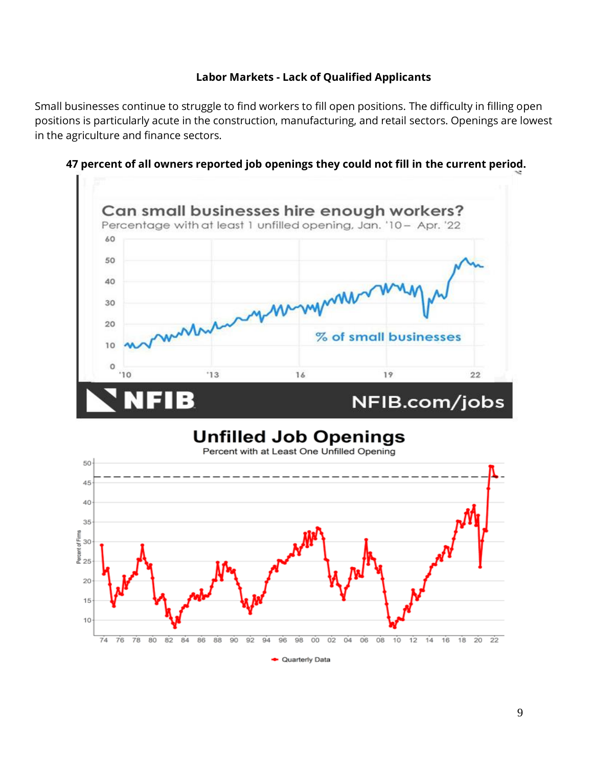### Labor Markets - Lack of Qualified Applicants

Small businesses continue to struggle to find workers to fill open positions. The difficulty in filling open positions is particularly acute in the construction, manufacturing, and retail sectors. Openings are lowest in the agriculture and finance sectors.

**47 percent of all owners reported job openings they could not fill in the current period.**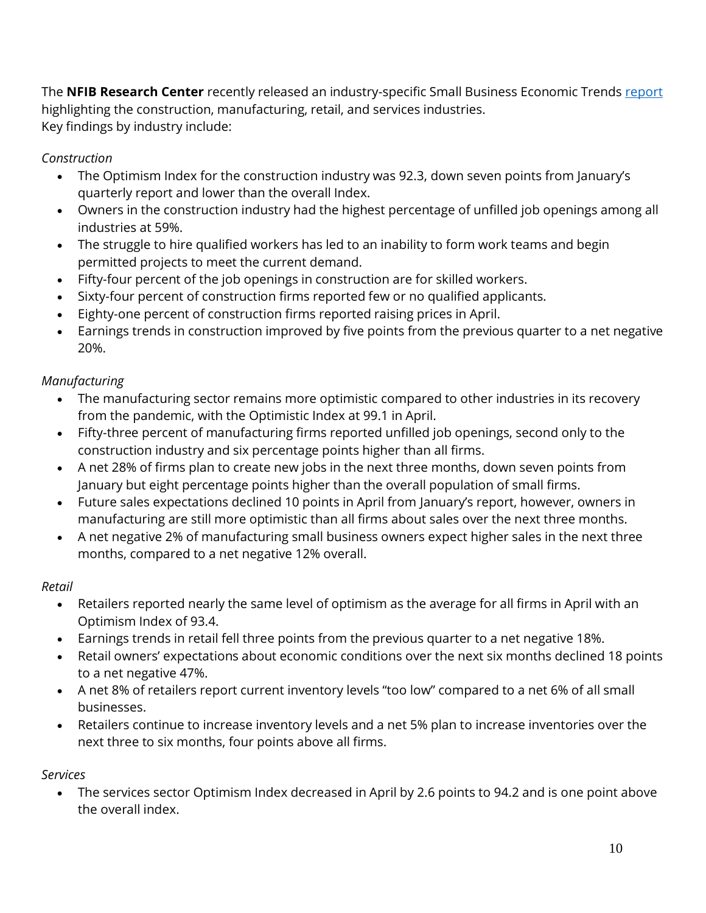The **NFIB Research Center** recently released an industry-specific Small Business Economic Trends report highlighting the construction, manufacturing, retail, and services industries.
Key findings by industry include:

*Construction*

- The Optimism Index for the construction industry was 92.3, down seven points from January's quarterly report and lower than the overall Index.
- Owners in the construction industry had the highest percentage of unfilled job openings among all industries at 59%.
- The struggle to hire qualified workers has led to an inability to form work teams and begin permitted projects to meet the current demand.
- Fifty-four percent of the job openings in construction are for skilled workers.
- Sixty-four percent of construction firms reported few or no qualified applicants.
- Eighty-one percent of construction firms reported raising prices in April.
- Earnings trends in construction improved by five points from the previous quarter to a net negative 20%.

*Manufacturing*

- The manufacturing sector remains more optimistic compared to other industries in its recovery from the pandemic, with the Optimistic Index at 99.1 in April.
- Fifty-three percent of manufacturing firms reported unfilled job openings, second only to the construction industry and six percentage points higher than all firms.
- A net 28% of firms plan to create new jobs in the next three months, down seven points from January but eight percentage points higher than the overall population of small firms.
- Future sales expectations declined 10 points in April from January's report, however, owners in manufacturing are still more optimistic than all firms about sales over the next three months.
- A net negative 2% of manufacturing small business owners expect higher sales in the next three months, compared to a net negative 12% overall.

*Retail*

- Retailers reported nearly the same level of optimism as the average for all firms in April with an Optimism Index of 93.4.
- Earnings trends in retail fell three points from the previous quarter to a net negative 18%.
- Retail owners' expectations about economic conditions over the next six months declined 18 points to a net negative 47%.
- A net 8% of retailers report current inventory levels "too low" compared to a net 6% of all small businesses.
- Retailers continue to increase inventory levels and a net 5% plan to increase inventories over the next three to six months, four points above all firms.

*Services*

- The services sector Optimism Index decreased in April by 2.6 points to 94.2 and is one point above the overall index.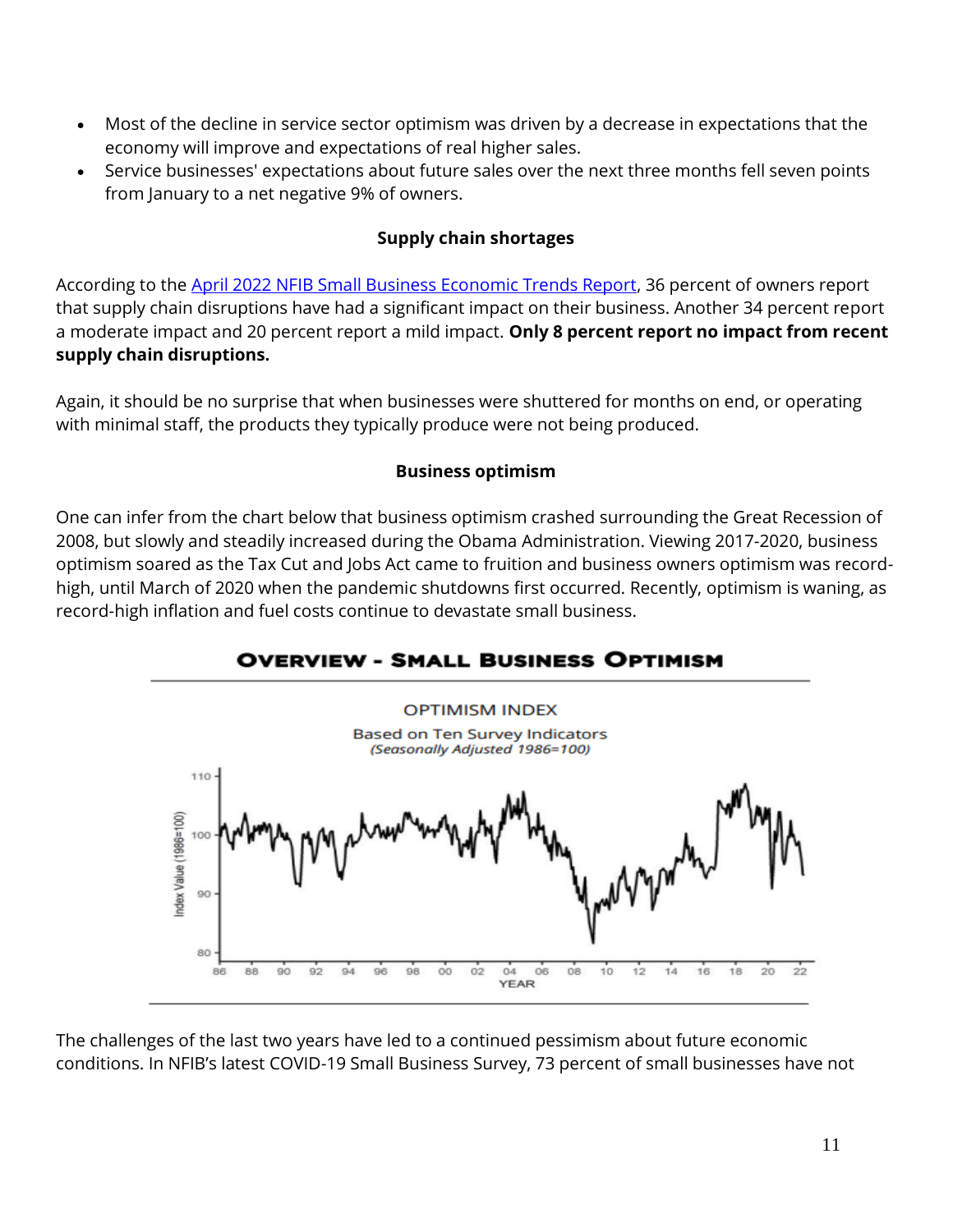- Most of the decline in service sector optimism was driven by a decrease in expectations that the economy will improve and expectations of real higher sales.
- Service businesses' expectations about future sales over the next three months fell seven points from January to a net negative 9% of owners.

### Supply chain shortages

According to the [April 2022 NFIB Small Business Economic Trends Report](), 36 percent of owners report that supply chain disruptions have had a significant impact on their business. Another 34 percent report a moderate impact and 20 percent report a mild impact. **Only 8 percent report no impact from recent supply chain disruptions.**

Again, it should be no surprise that when businesses were shuttered for months on end, or operating with minimal staff, the products they typically produce were not being produced.

### Business optimism

One can infer from the chart below that business optimism crashed surrounding the Great Recession of 2008, but slowly and steadily increased during the Obama Administration. Viewing 2017-2020, business optimism soared as the Tax Cut and Jobs Act came to fruition and business owners optimism was record-high, until March of 2020 when the pandemic shutdowns first occurred. Recently, optimism is waning, as record-high inflation and fuel costs continue to devastate small business.

**OVERVIEW - SMALL BUSINESS OPTIMISM**

OPTIMISM INDEX

Based on Ten Survey Indicators

*(Seasonally Adjusted 1986=100)*

The challenges of the last two years have led to a continued pessimism about future economic conditions. In NFIB's latest COVID-19 Small Business Survey, 73 percent of small businesses have not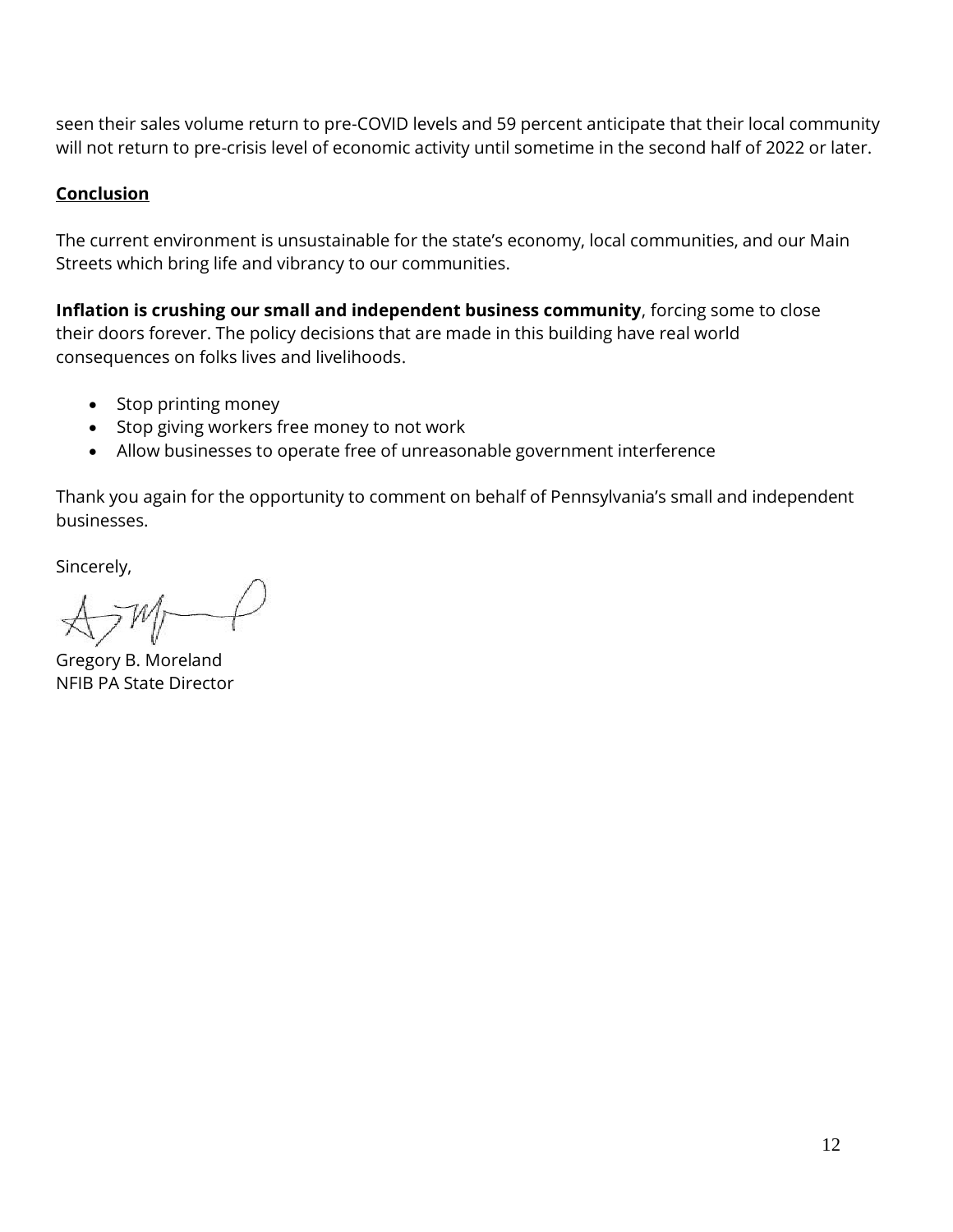seen their sales volume return to pre-COVID levels and 59 percent anticipate that their local community will not return to pre-crisis level of economic activity until sometime in the second half of 2022 or later.

## Conclusion

The current environment is unsustainable for the state's economy, local communities, and our Main Streets which bring life and vibrancy to our communities.

**Inflation is crushing our small and independent business community**, forcing some to close their doors forever. The policy decisions that are made in this building have real world consequences on folks lives and livelihoods.

- Stop printing money
- Stop giving workers free money to not work
- Allow businesses to operate free of unreasonable government interference

Thank you again for the opportunity to comment on behalf of Pennsylvania's small and independent businesses.

Sincerely,

Gregory B. Moreland
NFIB PA State Director